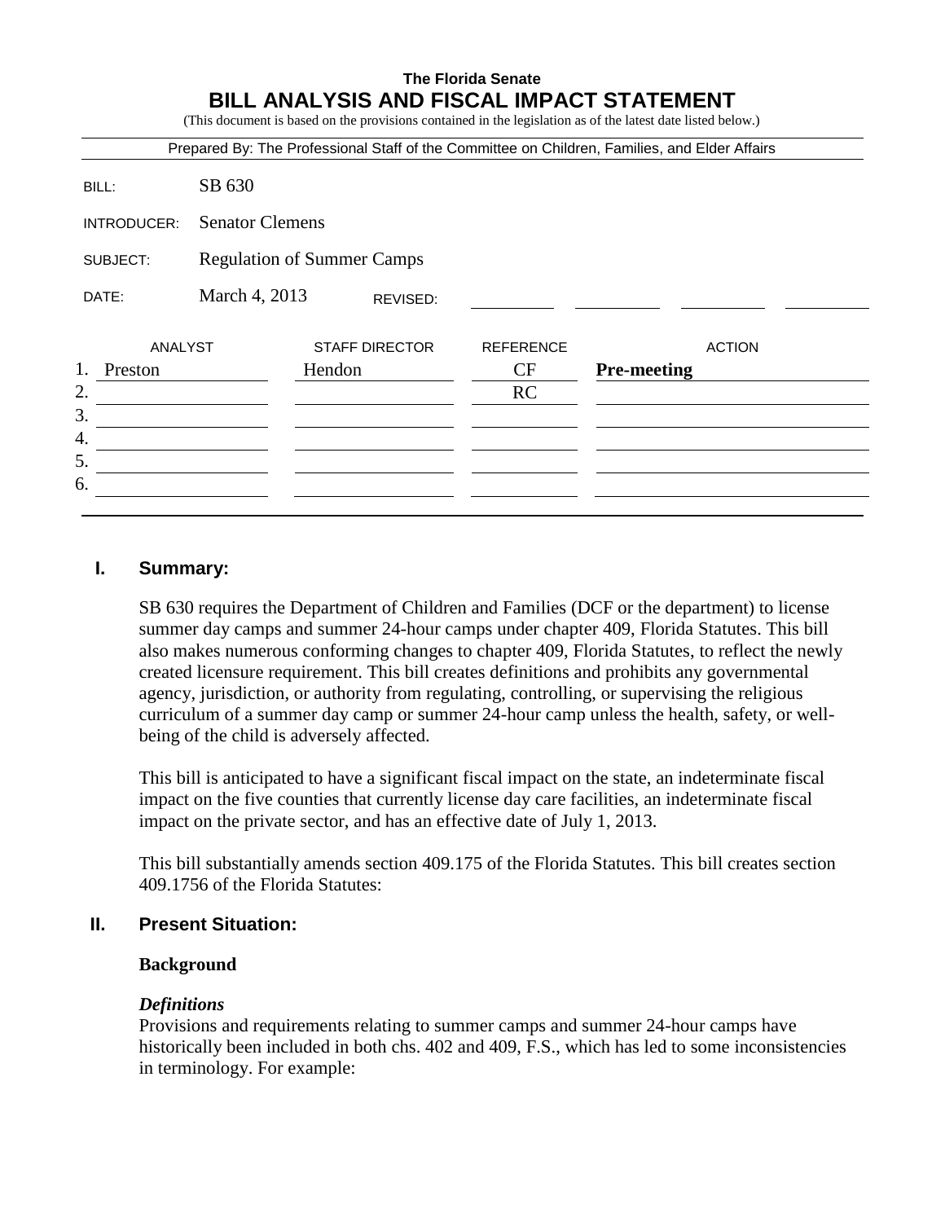**The Florida Senate**

# BILL ANALYSIS AND FISCAL IMPACT STATEMENT

(This document is based on the provisions contained in the legislation as of the latest date listed below.)

Prepared By: The Professional Staff of the Committee on Children, Families, and Elder Affairs

| | |
|---|---|
| BILL: | SB 630 |
| INTRODUCER: | Senator Clemens |
| SUBJECT: | Regulation of Summer Camps |
| DATE: | March 4, 2013 REVISED: |

| | ANALYST | STAFF DIRECTOR | REFERENCE | ACTION |
|---|---|---|---|---|
| 1. | Preston | Hendon | CF | **Pre-meeting** |
| 2. | | | RC | |
| 3. | | | | |
| 4. | | | | |
| 5. | | | | |
| 6. | | | | |

## I. Summary:

SB 630 requires the Department of Children and Families (DCF or the department) to license summer day camps and summer 24-hour camps under chapter 409, Florida Statutes. This bill also makes numerous conforming changes to chapter 409, Florida Statutes, to reflect the newly created licensure requirement. This bill creates definitions and prohibits any governmental agency, jurisdiction, or authority from regulating, controlling, or supervising the religious curriculum of a summer day camp or summer 24-hour camp unless the health, safety, or well-being of the child is adversely affected.

This bill is anticipated to have a significant fiscal impact on the state, an indeterminate fiscal impact on the five counties that currently license day care facilities, an indeterminate fiscal impact on the private sector, and has an effective date of July 1, 2013.

This bill substantially amends section 409.175 of the Florida Statutes. This bill creates section 409.1756 of the Florida Statutes:

## II. Present Situation:

### Background

***Definitions***

Provisions and requirements relating to summer camps and summer 24-hour camps have historically been included in both chs. 402 and 409, F.S., which has led to some inconsistencies in terminology. For example: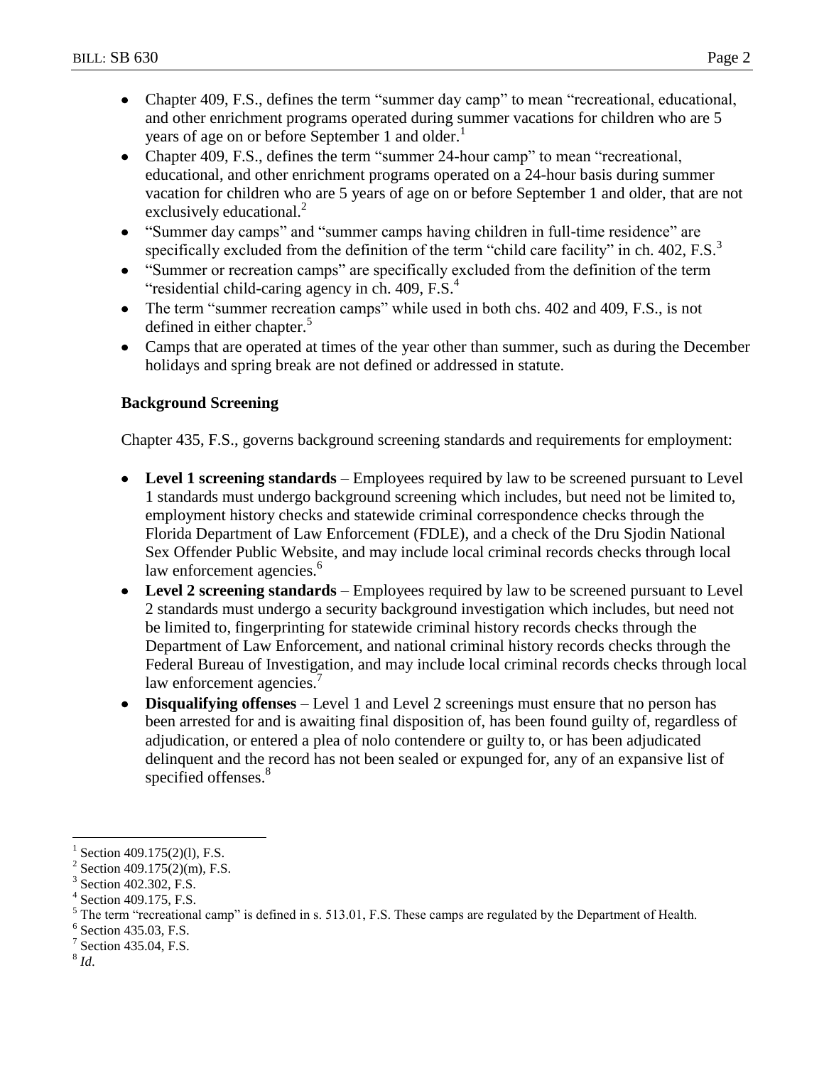- Chapter 409, F.S., defines the term "summer day camp" to mean "recreational, educational, and other enrichment programs operated during summer vacations for children who are 5 years of age on or before September 1 and older.[1]
- Chapter 409, F.S., defines the term "summer 24-hour camp" to mean "recreational, educational, and other enrichment programs operated on a 24-hour basis during summer vacation for children who are 5 years of age on or before September 1 and older, that are not exclusively educational.[2]
- "Summer day camps" and "summer camps having children in full-time residence" are specifically excluded from the definition of the term "child care facility" in ch. 402, F.S.[3]
- "Summer or recreation camps" are specifically excluded from the definition of the term "residential child-caring agency in ch. 409, F.S.[4]
- The term "summer recreation camps" while used in both chs. 402 and 409, F.S., is not defined in either chapter.[5]
- Camps that are operated at times of the year other than summer, such as during the December holidays and spring break are not defined or addressed in statute.

### Background Screening

Chapter 435, F.S., governs background screening standards and requirements for employment:

- **Level 1 screening standards** – Employees required by law to be screened pursuant to Level 1 standards must undergo background screening which includes, but need not be limited to, employment history checks and statewide criminal correspondence checks through the Florida Department of Law Enforcement (FDLE), and a check of the Dru Sjodin National Sex Offender Public Website, and may include local criminal records checks through local law enforcement agencies.[6]
- **Level 2 screening standards** – Employees required by law to be screened pursuant to Level 2 standards must undergo a security background investigation which includes, but need not be limited to, fingerprinting for statewide criminal history records checks through the Department of Law Enforcement, and national criminal history records checks through the Federal Bureau of Investigation, and may include local criminal records checks through local law enforcement agencies.[7]
- **Disqualifying offenses** – Level 1 and Level 2 screenings must ensure that no person has been arrested for and is awaiting final disposition of, has been found guilty of, regardless of adjudication, or entered a plea of nolo contendere or guilty to, or has been adjudicated delinquent and the record has not been sealed or expunged for, any of an expansive list of specified offenses.[8]

---

[1] Section 409.175(2)(l), F.S.

[2] Section 409.175(2)(m), F.S.

[3] Section 402.302, F.S.

[4] Section 409.175, F.S.

[5] The term "recreational camp" is defined in s. 513.01, F.S. These camps are regulated by the Department of Health.

[6] Section 435.03, F.S.

[7] Section 435.04, F.S.

[8] *Id*.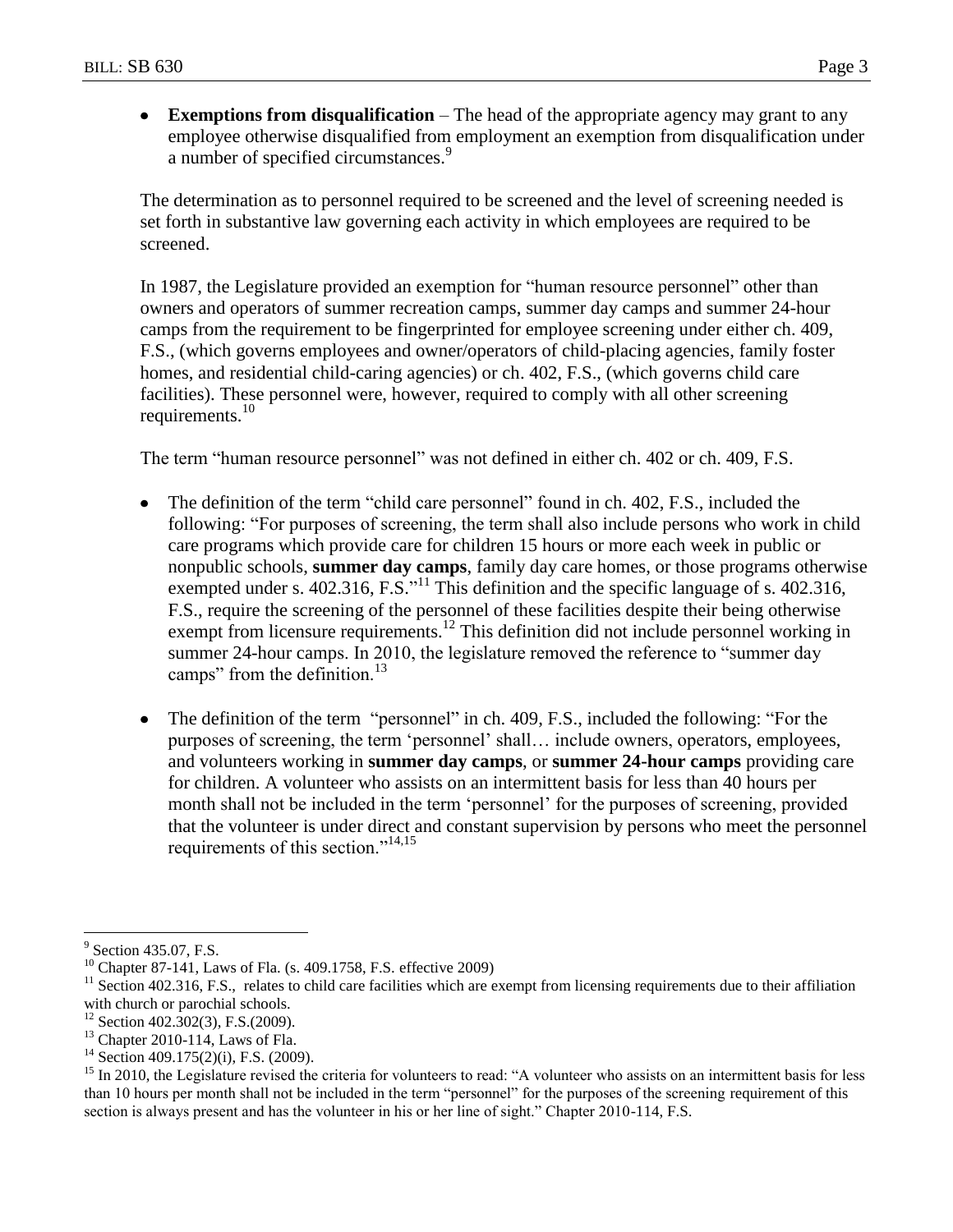- **Exemptions from disqualification** – The head of the appropriate agency may grant to any employee otherwise disqualified from employment an exemption from disqualification under a number of specified circumstances.[9]

The determination as to personnel required to be screened and the level of screening needed is set forth in substantive law governing each activity in which employees are required to be screened.

In 1987, the Legislature provided an exemption for "human resource personnel" other than owners and operators of summer recreation camps, summer day camps and summer 24-hour camps from the requirement to be fingerprinted for employee screening under either ch. 409, F.S., (which governs employees and owner/operators of child-placing agencies, family foster homes, and residential child-caring agencies) or ch. 402, F.S., (which governs child care facilities). These personnel were, however, required to comply with all other screening requirements.[10]

The term "human resource personnel" was not defined in either ch. 402 or ch. 409, F.S.

- The definition of the term "child care personnel" found in ch. 402, F.S., included the following: "For purposes of screening, the term shall also include persons who work in child care programs which provide care for children 15 hours or more each week in public or nonpublic schools, **summer day camps**, family day care homes, or those programs otherwise exempted under s. 402.316, F.S."[11] This definition and the specific language of s. 402.316, F.S., require the screening of the personnel of these facilities despite their being otherwise exempt from licensure requirements.[12] This definition did not include personnel working in summer 24-hour camps. In 2010, the legislature removed the reference to "summer day camps" from the definition.[13]
- The definition of the term "personnel" in ch. 409, F.S., included the following: "For the purposes of screening, the term 'personnel' shall… include owners, operators, employees, and volunteers working in **summer day camps**, or **summer 24-hour camps** providing care for children. A volunteer who assists on an intermittent basis for less than 40 hours per month shall not be included in the term 'personnel' for the purposes of screening, provided that the volunteer is under direct and constant supervision by persons who meet the personnel requirements of this section."[14,15]

---

[9] Section 435.07, F.S.

[10] Chapter 87-141, Laws of Fla. (s. 409.1758, F.S. effective 2009)

[11] Section 402.316, F.S., relates to child care facilities which are exempt from licensing requirements due to their affiliation with church or parochial schools.

[12] Section 402.302(3), F.S.(2009).

[13] Chapter 2010-114, Laws of Fla.

[14] Section 409.175(2)(i), F.S. (2009).

[15] In 2010, the Legislature revised the criteria for volunteers to read: "A volunteer who assists on an intermittent basis for less than 10 hours per month shall not be included in the term "personnel" for the purposes of the screening requirement of this section is always present and has the volunteer in his or her line of sight." Chapter 2010-114, F.S.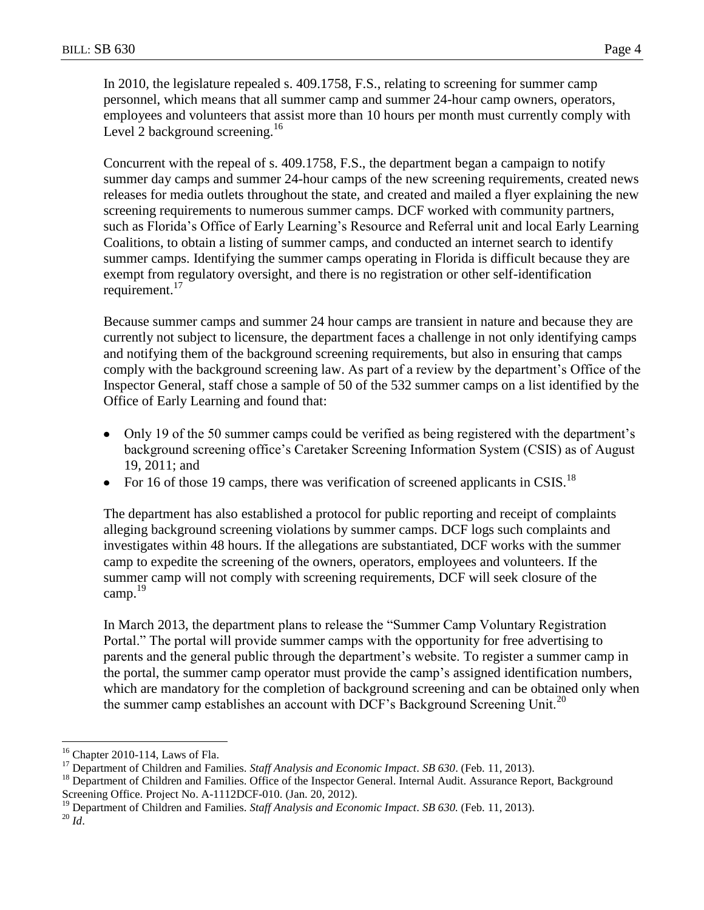In 2010, the legislature repealed s. 409.1758, F.S., relating to screening for summer camp personnel, which means that all summer camp and summer 24-hour camp owners, operators, employees and volunteers that assist more than 10 hours per month must currently comply with Level 2 background screening.[16]

Concurrent with the repeal of s. 409.1758, F.S., the department began a campaign to notify summer day camps and summer 24-hour camps of the new screening requirements, created news releases for media outlets throughout the state, and created and mailed a flyer explaining the new screening requirements to numerous summer camps. DCF worked with community partners, such as Florida's Office of Early Learning's Resource and Referral unit and local Early Learning Coalitions, to obtain a listing of summer camps, and conducted an internet search to identify summer camps. Identifying the summer camps operating in Florida is difficult because they are exempt from regulatory oversight, and there is no registration or other self-identification requirement.[17]

Because summer camps and summer 24 hour camps are transient in nature and because they are currently not subject to licensure, the department faces a challenge in not only identifying camps and notifying them of the background screening requirements, but also in ensuring that camps comply with the background screening law. As part of a review by the department's Office of the Inspector General, staff chose a sample of 50 of the 532 summer camps on a list identified by the Office of Early Learning and found that:

- Only 19 of the 50 summer camps could be verified as being registered with the department's background screening office's Caretaker Screening Information System (CSIS) as of August 19, 2011; and
- For 16 of those 19 camps, there was verification of screened applicants in CSIS.[18]

The department has also established a protocol for public reporting and receipt of complaints alleging background screening violations by summer camps. DCF logs such complaints and investigates within 48 hours. If the allegations are substantiated, DCF works with the summer camp to expedite the screening of the owners, operators, employees and volunteers. If the summer camp will not comply with screening requirements, DCF will seek closure of the camp.[19]

In March 2013, the department plans to release the "Summer Camp Voluntary Registration Portal." The portal will provide summer camps with the opportunity for free advertising to parents and the general public through the department's website. To register a summer camp in the portal, the summer camp operator must provide the camp's assigned identification numbers, which are mandatory for the completion of background screening and can be obtained only when the summer camp establishes an account with DCF's Background Screening Unit.[20]

---

[16] Chapter 2010-114, Laws of Fla.

[17] Department of Children and Families. *Staff Analysis and Economic Impact*. *SB 630*. (Feb. 11, 2013).

[18] Department of Children and Families. Office of the Inspector General. Internal Audit. Assurance Report, Background Screening Office. Project No. A-1112DCF-010. (Jan. 20, 2012).

[19] Department of Children and Families. *Staff Analysis and Economic Impact*. *SB 630*. (Feb. 11, 2013).

[20] *Id*.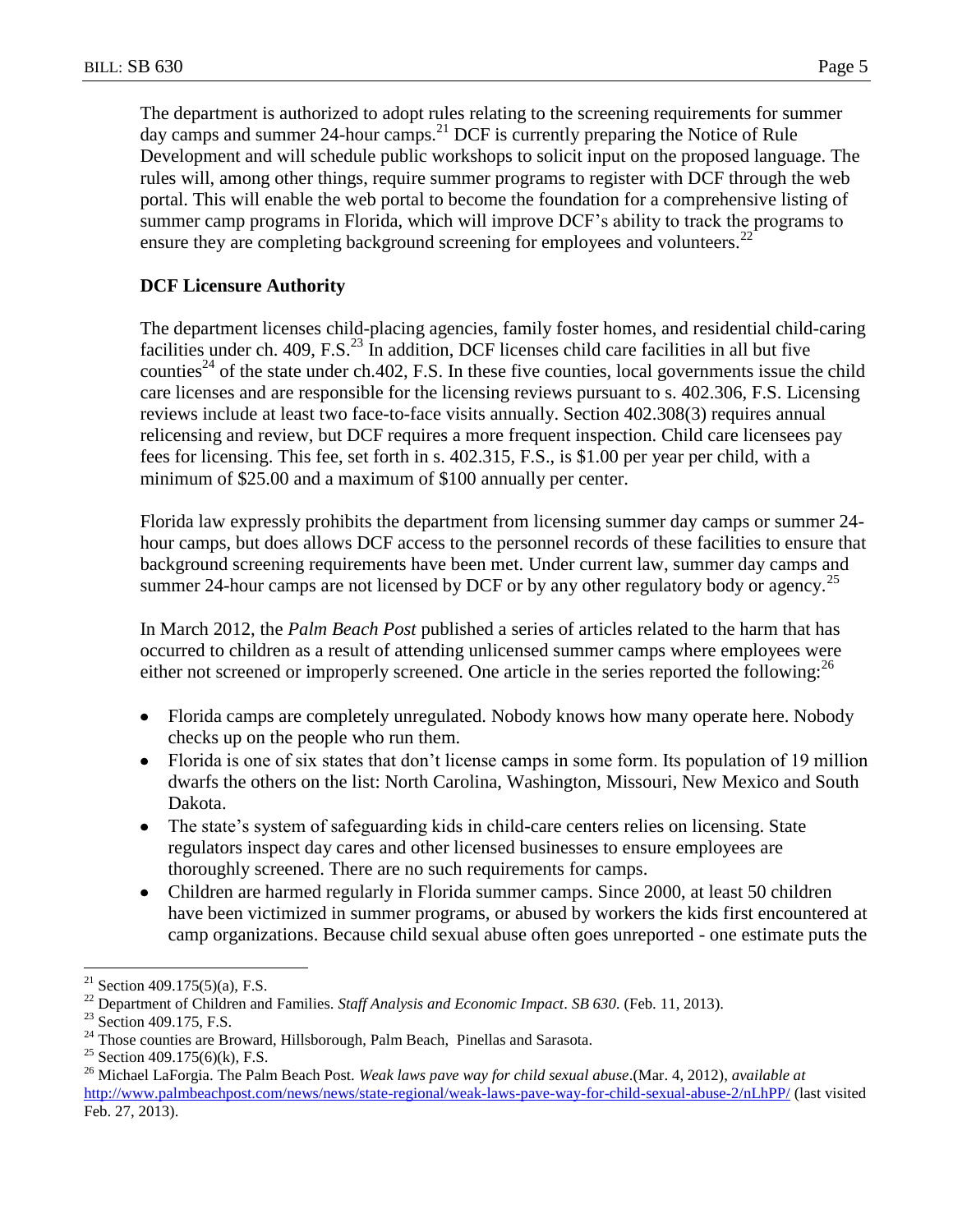The department is authorized to adopt rules relating to the screening requirements for summer day camps and summer 24-hour camps.[21] DCF is currently preparing the Notice of Rule Development and will schedule public workshops to solicit input on the proposed language. The rules will, among other things, require summer programs to register with DCF through the web portal. This will enable the web portal to become the foundation for a comprehensive listing of summer camp programs in Florida, which will improve DCF's ability to track the programs to ensure they are completing background screening for employees and volunteers.[22]

**DCF Licensure Authority**

The department licenses child-placing agencies, family foster homes, and residential child-caring facilities under ch. 409, F.S.[23] In addition, DCF licenses child care facilities in all but five counties[24] of the state under ch.402, F.S. In these five counties, local governments issue the child care licenses and are responsible for the licensing reviews pursuant to s. 402.306, F.S. Licensing reviews include at least two face-to-face visits annually. Section 402.308(3) requires annual relicensing and review, but DCF requires a more frequent inspection. Child care licensees pay fees for licensing. This fee, set forth in s. 402.315, F.S., is $1.00 per year per child, with a minimum of $25.00 and a maximum of $100 annually per center.

Florida law expressly prohibits the department from licensing summer day camps or summer 24-hour camps, but does allows DCF access to the personnel records of these facilities to ensure that background screening requirements have been met. Under current law, summer day camps and summer 24-hour camps are not licensed by DCF or by any other regulatory body or agency.[25]

In March 2012, the *Palm Beach Post* published a series of articles related to the harm that has occurred to children as a result of attending unlicensed summer camps where employees were either not screened or improperly screened. One article in the series reported the following:[26]

- Florida camps are completely unregulated. Nobody knows how many operate here. Nobody checks up on the people who run them.
- Florida is one of six states that don't license camps in some form. Its population of 19 million dwarfs the others on the list: North Carolina, Washington, Missouri, New Mexico and South Dakota.
- The state's system of safeguarding kids in child-care centers relies on licensing. State regulators inspect day cares and other licensed businesses to ensure employees are thoroughly screened. There are no such requirements for camps.
- Children are harmed regularly in Florida summer camps. Since 2000, at least 50 children have been victimized in summer programs, or abused by workers the kids first encountered at camp organizations. Because child sexual abuse often goes unreported - one estimate puts the

---

[21] Section 409.175(5)(a), F.S.

[22] Department of Children and Families. *Staff Analysis and Economic Impact*. *SB 630*. (Feb. 11, 2013).

[23] Section 409.175, F.S.

[24] Those counties are Broward, Hillsborough, Palm Beach, Pinellas and Sarasota.

[25] Section 409.175(6)(k), F.S.

[26] Michael LaForgia. The Palm Beach Post. *Weak laws pave way for child sexual abuse*.(Mar. 4, 2012), *available at* http://www.palmbeachpost.com/news/news/state-regional/weak-laws-pave-way-for-child-sexual-abuse-2/nLhPP/ (last visited Feb. 27, 2013).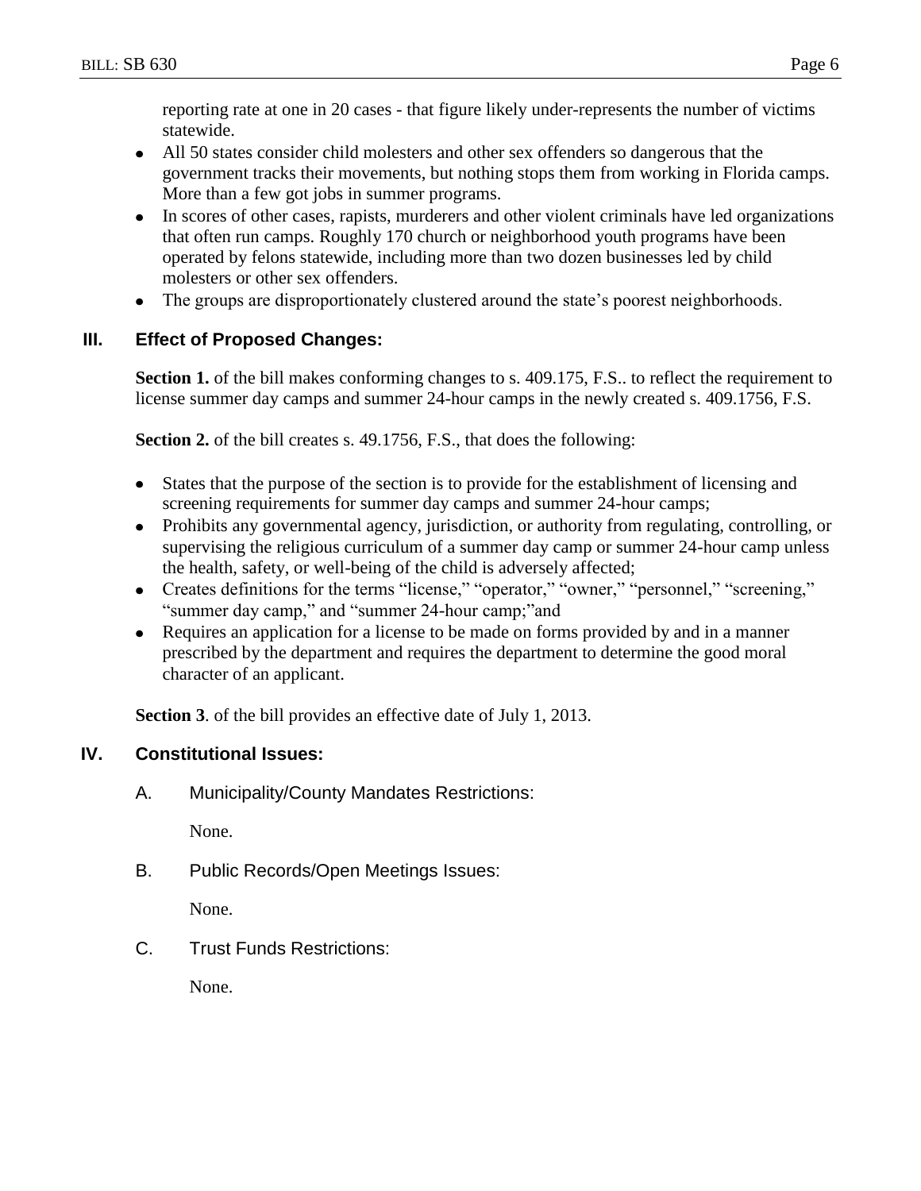reporting rate at one in 20 cases - that figure likely under-represents the number of victims statewide.

- All 50 states consider child molesters and other sex offenders so dangerous that the government tracks their movements, but nothing stops them from working in Florida camps. More than a few got jobs in summer programs.
- In scores of other cases, rapists, murderers and other violent criminals have led organizations that often run camps. Roughly 170 church or neighborhood youth programs have been operated by felons statewide, including more than two dozen businesses led by child molesters or other sex offenders.
- The groups are disproportionately clustered around the state's poorest neighborhoods.

## III. Effect of Proposed Changes:

**Section 1.** of the bill makes conforming changes to s. 409.175, F.S.. to reflect the requirement to license summer day camps and summer 24-hour camps in the newly created s. 409.1756, F.S.

**Section 2.** of the bill creates s. 49.1756, F.S., that does the following:

- States that the purpose of the section is to provide for the establishment of licensing and screening requirements for summer day camps and summer 24-hour camps;
- Prohibits any governmental agency, jurisdiction, or authority from regulating, controlling, or supervising the religious curriculum of a summer day camp or summer 24-hour camp unless the health, safety, or well-being of the child is adversely affected;
- Creates definitions for the terms "license," "operator," "owner," "personnel," "screening," "summer day camp," and "summer 24-hour camp;"and
- Requires an application for a license to be made on forms provided by and in a manner prescribed by the department and requires the department to determine the good moral character of an applicant.

**Section 3**. of the bill provides an effective date of July 1, 2013.

## IV. Constitutional Issues:

### A. Municipality/County Mandates Restrictions:

None.

### B. Public Records/Open Meetings Issues:

None.

### C. Trust Funds Restrictions:

None.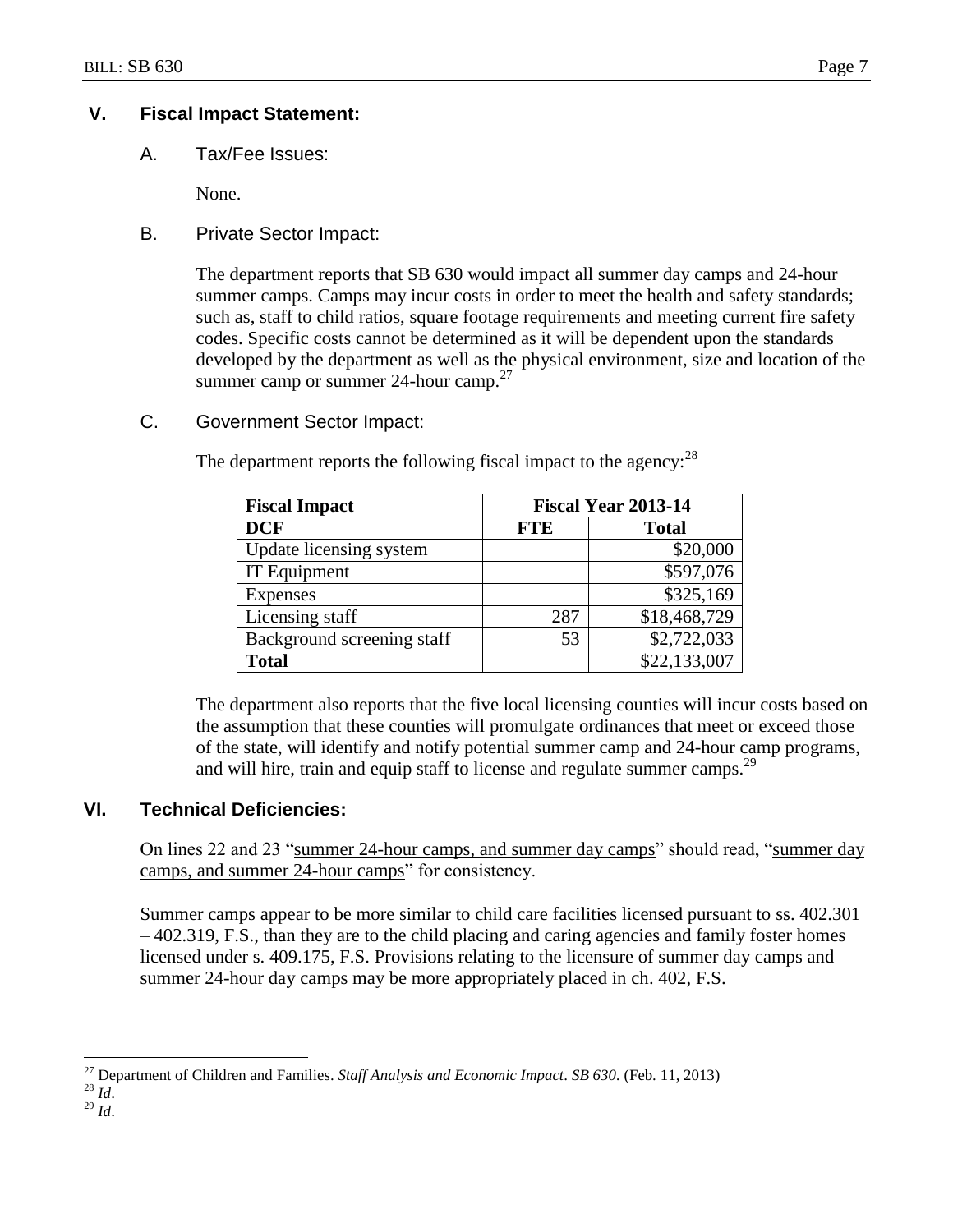## V. Fiscal Impact Statement:

### A. Tax/Fee Issues:

None.

### B. Private Sector Impact:

The department reports that SB 630 would impact all summer day camps and 24-hour summer camps. Camps may incur costs in order to meet the health and safety standards; such as, staff to child ratios, square footage requirements and meeting current fire safety codes. Specific costs cannot be determined as it will be dependent upon the standards developed by the department as well as the physical environment, size and location of the summer camp or summer 24-hour camp.[27]

### C. Government Sector Impact:

The department reports the following fiscal impact to the agency:[28]

| **Fiscal Impact** | **Fiscal Year 2013-14** | |
|---|---|---|
| **DCF** | **FTE** | **Total** |
| Update licensing system | | $20,000 |
| IT Equipment | | $597,076 |
| Expenses | | $325,169 |
| Licensing staff | 287 | $18,468,729 |
| Background screening staff | 53 | $2,722,033 |
| **Total** | | $22,133,007 |

The department also reports that the five local licensing counties will incur costs based on the assumption that these counties will promulgate ordinances that meet or exceed those of the state, will identify and notify potential summer camp and 24-hour camp programs, and will hire, train and equip staff to license and regulate summer camps.[29]

## VI. Technical Deficiencies:

On lines 22 and 23 "<u>summer 24-hour camps, and summer day camps</u>" should read, "<u>summer day camps, and summer 24-hour camps</u>" for consistency.

Summer camps appear to be more similar to child care facilities licensed pursuant to ss. 402.301 – 402.319, F.S., than they are to the child placing and caring agencies and family foster homes licensed under s. 409.175, F.S. Provisions relating to the licensure of summer day camps and summer 24-hour day camps may be more appropriately placed in ch. 402, F.S.

---

[27] Department of Children and Families. *Staff Analysis and Economic Impact*. *SB 630*. (Feb. 11, 2013)

[28] *Id*.

[29] *Id*.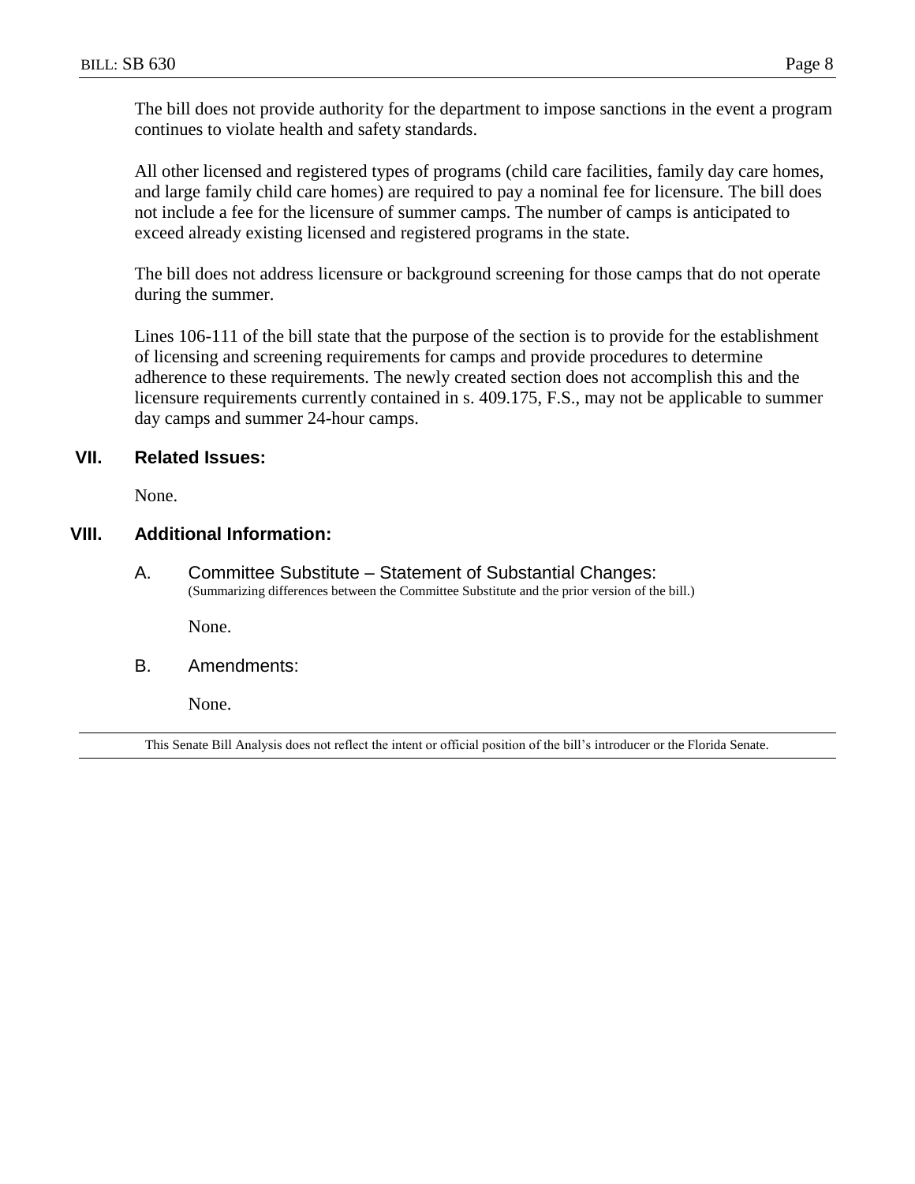The bill does not provide authority for the department to impose sanctions in the event a program continues to violate health and safety standards.

All other licensed and registered types of programs (child care facilities, family day care homes, and large family child care homes) are required to pay a nominal fee for licensure. The bill does not include a fee for the licensure of summer camps. The number of camps is anticipated to exceed already existing licensed and registered programs in the state.

The bill does not address licensure or background screening for those camps that do not operate during the summer.

Lines 106-111 of the bill state that the purpose of the section is to provide for the establishment of licensing and screening requirements for camps and provide procedures to determine adherence to these requirements. The newly created section does not accomplish this and the licensure requirements currently contained in s. 409.175, F.S., may not be applicable to summer day camps and summer 24-hour camps.

## VII. Related Issues:

None.

## VIII. Additional Information:

### A. Committee Substitute – Statement of Substantial Changes:

(Summarizing differences between the Committee Substitute and the prior version of the bill.)

None.

### B. Amendments:

None.

This Senate Bill Analysis does not reflect the intent or official position of the bill's introducer or the Florida Senate.